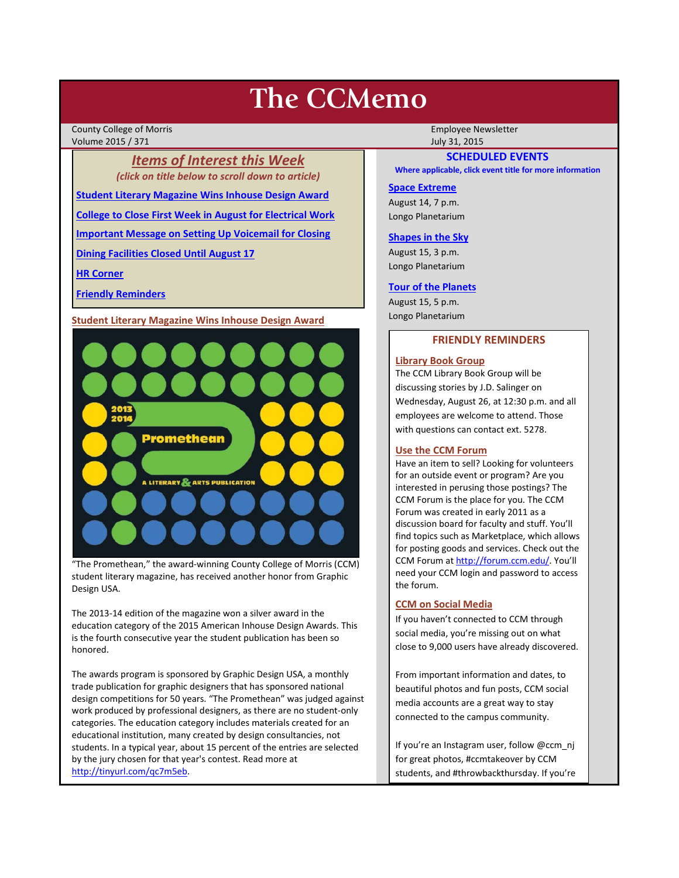# The CCMemo

County College of Morris
Volume 2015 / 371

Employee Newsletter
July 31, 2015

## *Items of Interest this Week*

*(click on title below to scroll down to article)*

- Student Literary Magazine Wins Inhouse Design Award
- College to Close First Week in August for Electrical Work
- Important Message on Setting Up Voicemail for Closing
- Dining Facilities Closed Until August 17
- HR Corner
- Friendly Reminders

### Student Literary Magazine Wins Inhouse Design Award

"The Promethean," the award-winning County College of Morris (CCM) student literary magazine, has received another honor from Graphic Design USA.

The 2013-14 edition of the magazine won a silver award in the education category of the 2015 American Inhouse Design Awards. This is the fourth consecutive year the student publication has been so honored.

The awards program is sponsored by Graphic Design USA, a monthly trade publication for graphic designers that has sponsored national design competitions for 50 years. "The Promethean" was judged against work produced by professional designers, as there are no student-only categories. The education category includes materials created for an educational institution, many created by design consultancies, not students. In a typical year, about 15 percent of the entries are selected by the jury chosen for that year's contest. Read more at http://tinyurl.com/qc7m5eb.

## SCHEDULED EVENTS

**Where applicable, click event title for more information**

**Space Extreme**
August 14, 7 p.m.
Longo Planetarium

**Shapes in the Sky**
August 15, 3 p.m.
Longo Planetarium

**Tour of the Planets**
August 15, 5 p.m.
Longo Planetarium

## FRIENDLY REMINDERS

**Library Book Group**
The CCM Library Book Group will be discussing stories by J.D. Salinger on Wednesday, August 26, at 12:30 p.m. and all employees are welcome to attend. Those with questions can contact ext. 5278.

**Use the CCM Forum**
Have an item to sell? Looking for volunteers for an outside event or program? Are you interested in perusing those postings? The CCM Forum is the place for you. The CCM Forum was created in early 2011 as a discussion board for faculty and stuff. You'll find topics such as Marketplace, which allows for posting goods and services. Check out the CCM Forum at http://forum.ccm.edu/. You'll need your CCM login and password to access the forum.

**CCM on Social Media**
If you haven't connected to CCM through social media, you're missing out on what close to 9,000 users have already discovered.

From important information and dates, to beautiful photos and fun posts, CCM social media accounts are a great way to stay connected to the campus community.

If you're an Instagram user, follow @ccm_nj for great photos, #ccmtakeover by CCM students, and #throwbackthursday. If you're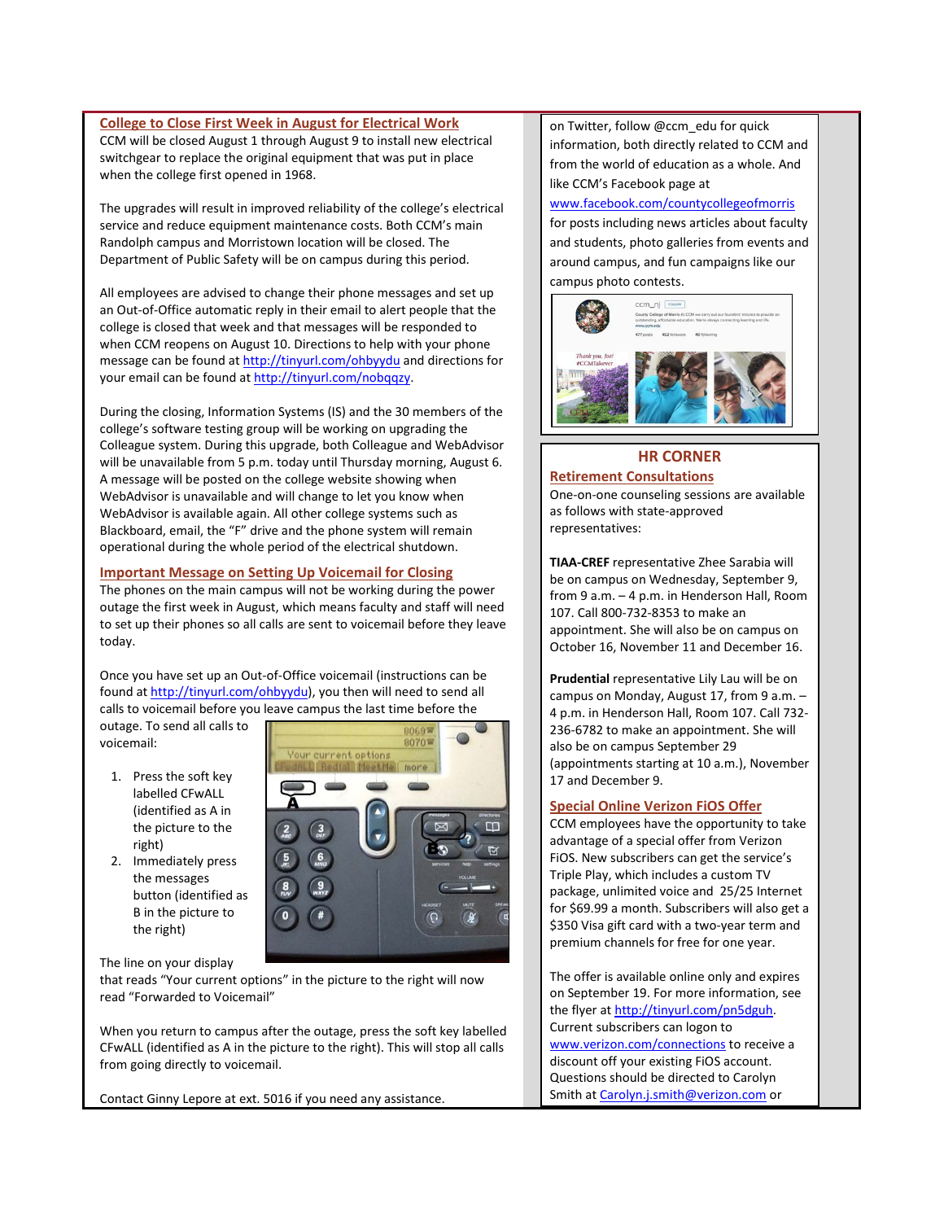## College to Close First Week in August for Electrical Work

CCM will be closed August 1 through August 9 to install new electrical switchgear to replace the original equipment that was put in place when the college first opened in 1968.

The upgrades will result in improved reliability of the college's electrical service and reduce equipment maintenance costs. Both CCM's main Randolph campus and Morristown location will be closed. The Department of Public Safety will be on campus during this period.

All employees are advised to change their phone messages and set up an Out-of-Office automatic reply in their email to alert people that the college is closed that week and that messages will be responded to when CCM reopens on August 10. Directions to help with your phone message can be found at http://tinyurl.com/ohbyydu and directions for your email can be found at http://tinyurl.com/nobqqzy.

During the closing, Information Systems (IS) and the 30 members of the college's software testing group will be working on upgrading the Colleague system. During this upgrade, both Colleague and WebAdvisor will be unavailable from 5 p.m. today until Thursday morning, August 6. A message will be posted on the college website showing when WebAdvisor is unavailable and will change to let you know when WebAdvisor is available again. All other college systems such as Blackboard, email, the "F" drive and the phone system will remain operational during the whole period of the electrical shutdown.

## Important Message on Setting Up Voicemail for Closing

The phones on the main campus will not be working during the power outage the first week in August, which means faculty and staff will need to set up their phones so all calls are sent to voicemail before they leave today.

Once you have set up an Out-of-Office voicemail (instructions can be found at http://tinyurl.com/ohbyydu), you then will need to send all calls to voicemail before you leave campus the last time before the outage. To send all calls to voicemail:

1. Press the soft key labelled CFwALL (identified as A in the picture to the right)
2. Immediately press the messages button (identified as B in the picture to the right)

The line on your display that reads "Your current options" in the picture to the right will now read "Forwarded to Voicemail"

When you return to campus after the outage, press the soft key labelled CFwALL (identified as A in the picture to the right). This will stop all calls from going directly to voicemail.

Contact Ginny Lepore at ext. 5016 if you need any assistance.

on Twitter, follow @ccm_edu for quick information, both directly related to CCM and from the world of education as a whole. And like CCM's Facebook page at www.facebook.com/countycollegeofmorris for posts including news articles about faculty and students, photo galleries from events and around campus, and fun campaigns like our campus photo contests.

## HR CORNER

### Retirement Consultations

One-on-one counseling sessions are available as follows with state-approved representatives:

**TIAA-CREF** representative Zhee Sarabia will be on campus on Wednesday, September 9, from 9 a.m. – 4 p.m. in Henderson Hall, Room 107. Call 800-732-8353 to make an appointment. She will also be on campus on October 16, November 11 and December 16.

**Prudential** representative Lily Lau will be on campus on Monday, August 17, from 9 a.m. – 4 p.m. in Henderson Hall, Room 107. Call 732-236-6782 to make an appointment. She will also be on campus September 29 (appointments starting at 10 a.m.), November 17 and December 9.

### Special Online Verizon FiOS Offer

CCM employees have the opportunity to take advantage of a special offer from Verizon FiOS. New subscribers can get the service's Triple Play, which includes a custom TV package, unlimited voice and 25/25 Internet for $69.99 a month. Subscribers will also get a $350 Visa gift card with a two-year term and premium channels for free for one year.

The offer is available online only and expires on September 19. For more information, see the flyer at http://tinyurl.com/pn5dguh. Current subscribers can logon to www.verizon.com/connections to receive a discount off your existing FiOS account. Questions should be directed to Carolyn Smith at Carolyn.j.smith@verizon.com or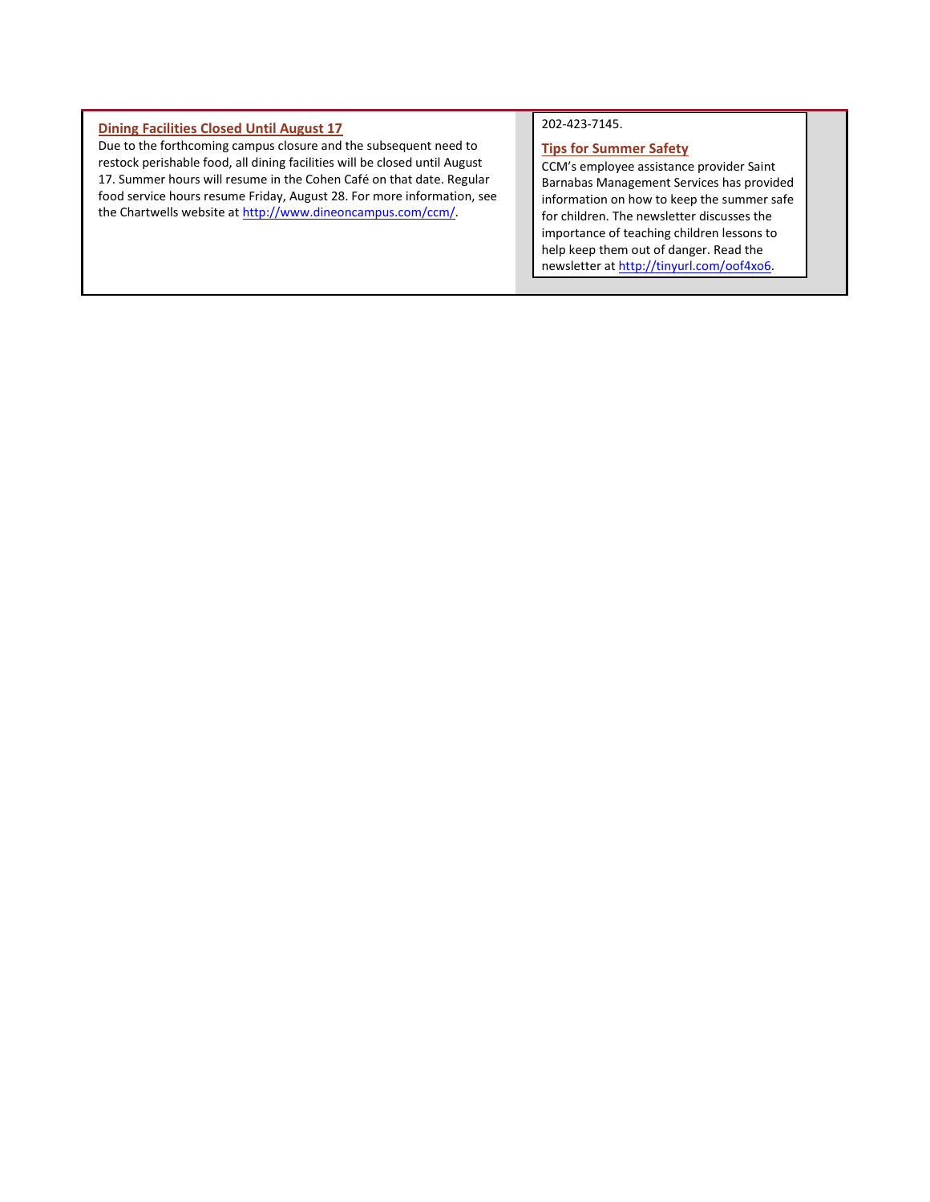## Dining Facilities Closed Until August 17

Due to the forthcoming campus closure and the subsequent need to restock perishable food, all dining facilities will be closed until August 17. Summer hours will resume in the Cohen Café on that date. Regular food service hours resume Friday, August 28. For more information, see the Chartwells website at http://www.dineoncampus.com/ccm/.

202-423-7145.

## Tips for Summer Safety

CCM's employee assistance provider Saint Barnabas Management Services has provided information on how to keep the summer safe for children. The newsletter discusses the importance of teaching children lessons to help keep them out of danger. Read the newsletter at http://tinyurl.com/oof4xo6.